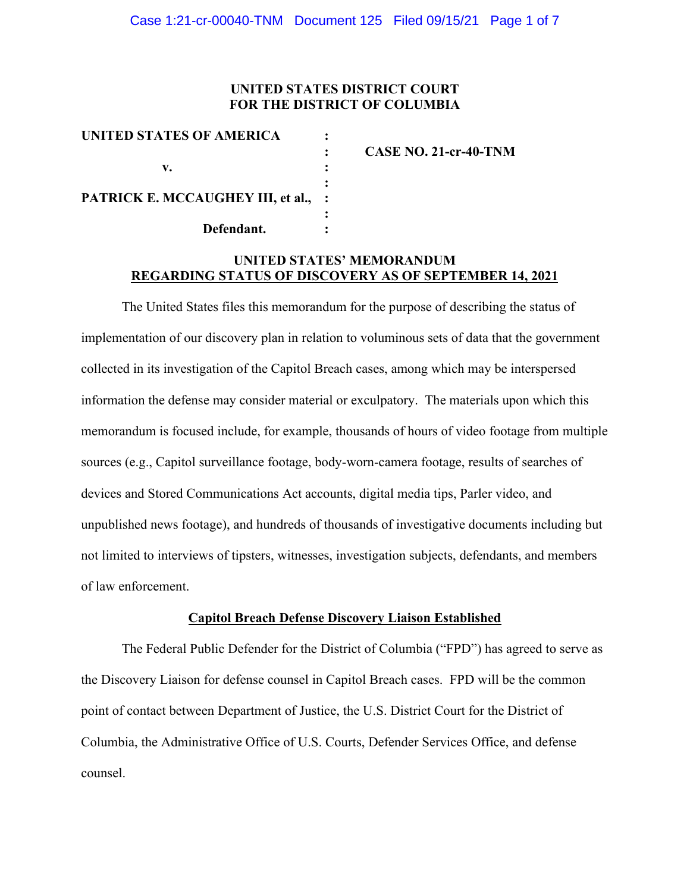**UNITED STATES DISTRICT COURT**
**FOR THE DISTRICT OF COLUMBIA**

| | | |
|---|---|---|
| **UNITED STATES OF AMERICA** | : | |
| | : | **CASE NO. 21-cr-40-TNM** |
| **v.** | : | |
| | : | |
| **PATRICK E. MCCAUGHEY III, et al.,** | : | |
| | : | |
| **Defendant.** | : | |

**UNITED STATES' MEMORANDUM**
**REGARDING STATUS OF DISCOVERY AS OF SEPTEMBER 14, 2021**

The United States files this memorandum for the purpose of describing the status of implementation of our discovery plan in relation to voluminous sets of data that the government collected in its investigation of the Capitol Breach cases, among which may be interspersed information the defense may consider material or exculpatory. The materials upon which this memorandum is focused include, for example, thousands of hours of video footage from multiple sources (e.g., Capitol surveillance footage, body-worn-camera footage, results of searches of devices and Stored Communications Act accounts, digital media tips, Parler video, and unpublished news footage), and hundreds of thousands of investigative documents including but not limited to interviews of tipsters, witnesses, investigation subjects, defendants, and members of law enforcement.

**Capitol Breach Defense Discovery Liaison Established**

The Federal Public Defender for the District of Columbia ("FPD") has agreed to serve as the Discovery Liaison for defense counsel in Capitol Breach cases. FPD will be the common point of contact between Department of Justice, the U.S. District Court for the District of Columbia, the Administrative Office of U.S. Courts, Defender Services Office, and defense counsel.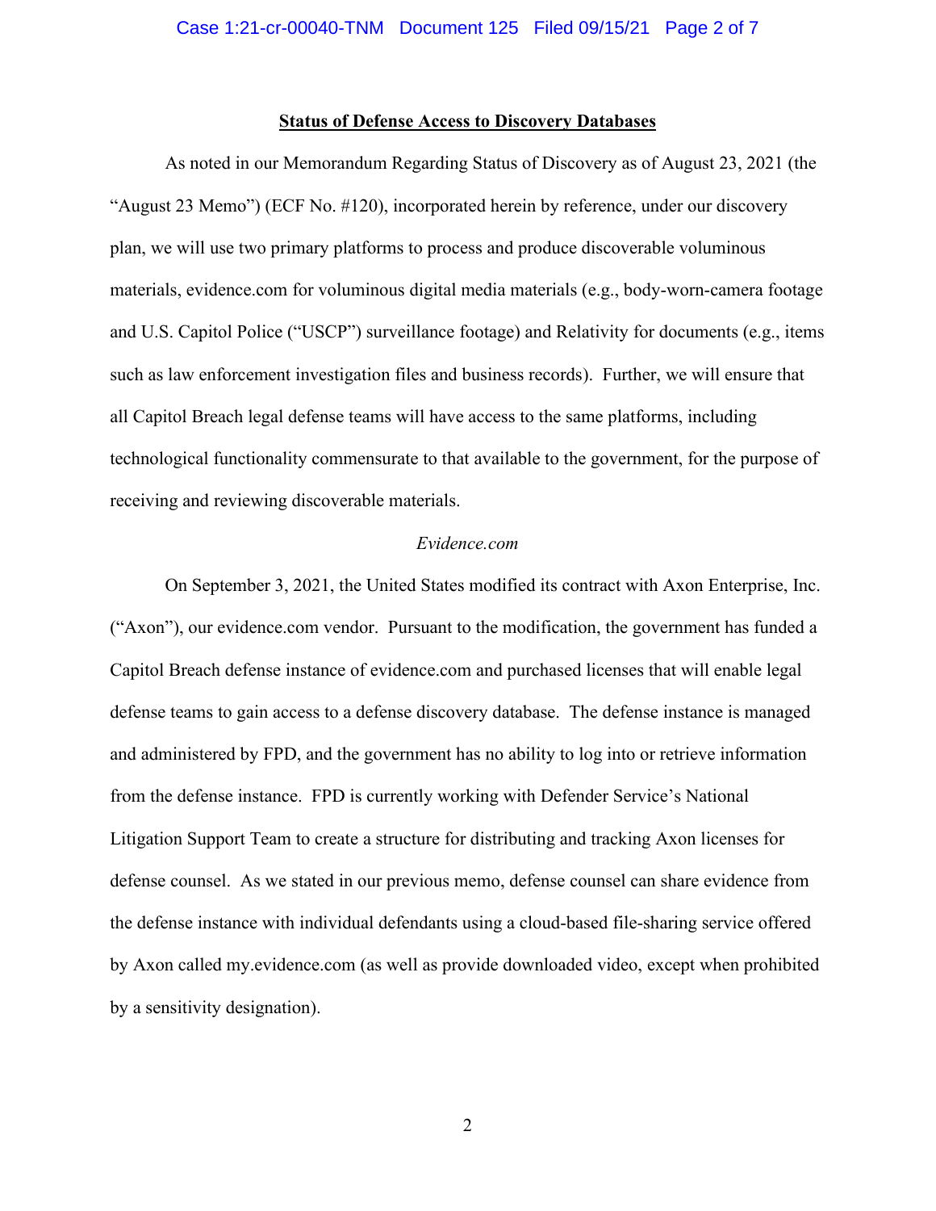**Status of Defense Access to Discovery Databases**

As noted in our Memorandum Regarding Status of Discovery as of August 23, 2021 (the "August 23 Memo") (ECF No. #120), incorporated herein by reference, under our discovery plan, we will use two primary platforms to process and produce discoverable voluminous materials, evidence.com for voluminous digital media materials (e.g., body-worn-camera footage and U.S. Capitol Police ("USCP") surveillance footage) and Relativity for documents (e.g., items such as law enforcement investigation files and business records). Further, we will ensure that all Capitol Breach legal defense teams will have access to the same platforms, including technological functionality commensurate to that available to the government, for the purpose of receiving and reviewing discoverable materials.

*Evidence.com*

On September 3, 2021, the United States modified its contract with Axon Enterprise, Inc. ("Axon"), our evidence.com vendor. Pursuant to the modification, the government has funded a Capitol Breach defense instance of evidence.com and purchased licenses that will enable legal defense teams to gain access to a defense discovery database. The defense instance is managed and administered by FPD, and the government has no ability to log into or retrieve information from the defense instance. FPD is currently working with Defender Service's National Litigation Support Team to create a structure for distributing and tracking Axon licenses for defense counsel. As we stated in our previous memo, defense counsel can share evidence from the defense instance with individual defendants using a cloud-based file-sharing service offered by Axon called my.evidence.com (as well as provide downloaded video, except when prohibited by a sensitivity designation).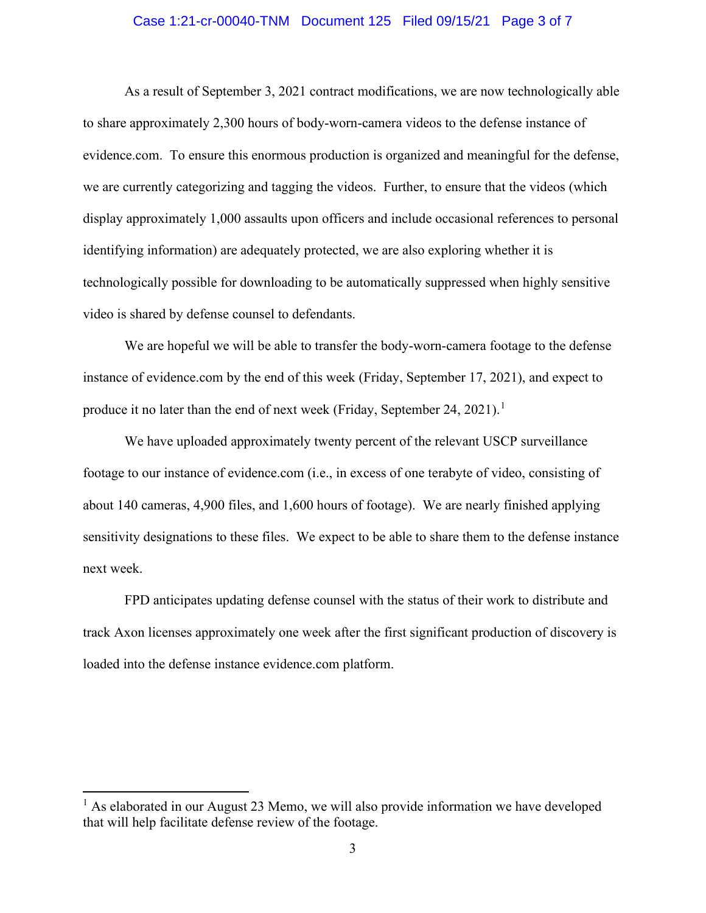As a result of September 3, 2021 contract modifications, we are now technologically able to share approximately 2,300 hours of body-worn-camera videos to the defense instance of evidence.com. To ensure this enormous production is organized and meaningful for the defense, we are currently categorizing and tagging the videos. Further, to ensure that the videos (which display approximately 1,000 assaults upon officers and include occasional references to personal identifying information) are adequately protected, we are also exploring whether it is technologically possible for downloading to be automatically suppressed when highly sensitive video is shared by defense counsel to defendants.

We are hopeful we will be able to transfer the body-worn-camera footage to the defense instance of evidence.com by the end of this week (Friday, September 17, 2021), and expect to produce it no later than the end of next week (Friday, September 24, 2021).[1]

We have uploaded approximately twenty percent of the relevant USCP surveillance footage to our instance of evidence.com (i.e., in excess of one terabyte of video, consisting of about 140 cameras, 4,900 files, and 1,600 hours of footage). We are nearly finished applying sensitivity designations to these files. We expect to be able to share them to the defense instance next week.

FPD anticipates updating defense counsel with the status of their work to distribute and track Axon licenses approximately one week after the first significant production of discovery is loaded into the defense instance evidence.com platform.

---

[1] As elaborated in our August 23 Memo, we will also provide information we have developed that will help facilitate defense review of the footage.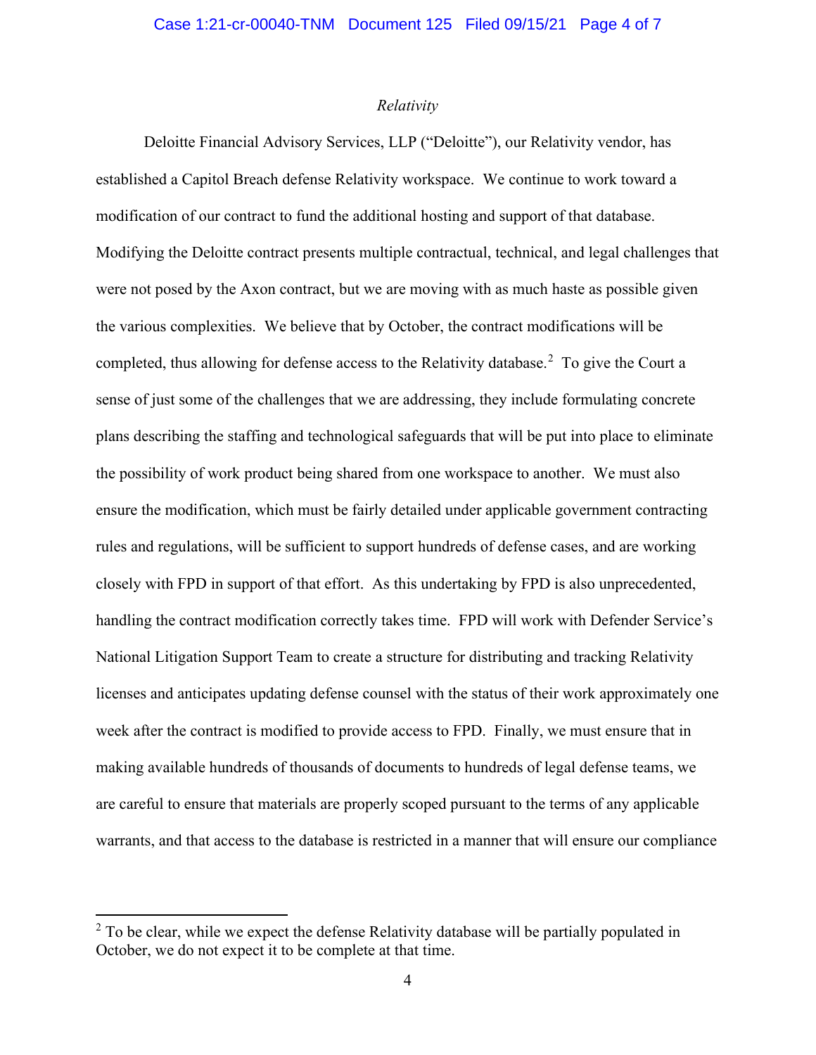*Relativity*

Deloitte Financial Advisory Services, LLP ("Deloitte"), our Relativity vendor, has established a Capitol Breach defense Relativity workspace. We continue to work toward a modification of our contract to fund the additional hosting and support of that database. Modifying the Deloitte contract presents multiple contractual, technical, and legal challenges that were not posed by the Axon contract, but we are moving with as much haste as possible given the various complexities. We believe that by October, the contract modifications will be completed, thus allowing for defense access to the Relativity database.[2] To give the Court a sense of just some of the challenges that we are addressing, they include formulating concrete plans describing the staffing and technological safeguards that will be put into place to eliminate the possibility of work product being shared from one workspace to another. We must also ensure the modification, which must be fairly detailed under applicable government contracting rules and regulations, will be sufficient to support hundreds of defense cases, and are working closely with FPD in support of that effort. As this undertaking by FPD is also unprecedented, handling the contract modification correctly takes time. FPD will work with Defender Service's National Litigation Support Team to create a structure for distributing and tracking Relativity licenses and anticipates updating defense counsel with the status of their work approximately one week after the contract is modified to provide access to FPD. Finally, we must ensure that in making available hundreds of thousands of documents to hundreds of legal defense teams, we are careful to ensure that materials are properly scoped pursuant to the terms of any applicable warrants, and that access to the database is restricted in a manner that will ensure our compliance

[2] To be clear, while we expect the defense Relativity database will be partially populated in October, we do not expect it to be complete at that time.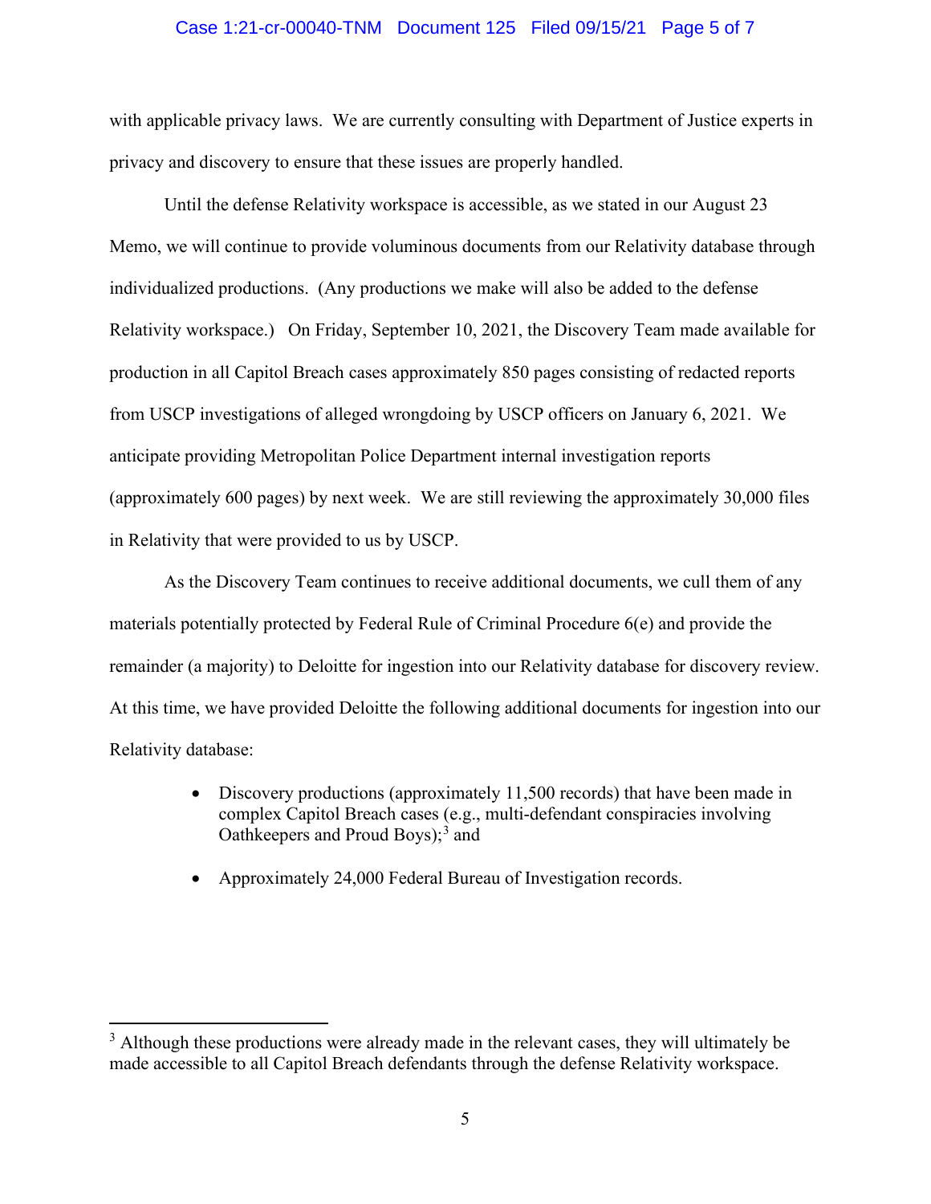with applicable privacy laws. We are currently consulting with Department of Justice experts in privacy and discovery to ensure that these issues are properly handled.

Until the defense Relativity workspace is accessible, as we stated in our August 23 Memo, we will continue to provide voluminous documents from our Relativity database through individualized productions. (Any productions we make will also be added to the defense Relativity workspace.) On Friday, September 10, 2021, the Discovery Team made available for production in all Capitol Breach cases approximately 850 pages consisting of redacted reports from USCP investigations of alleged wrongdoing by USCP officers on January 6, 2021. We anticipate providing Metropolitan Police Department internal investigation reports (approximately 600 pages) by next week. We are still reviewing the approximately 30,000 files in Relativity that were provided to us by USCP.

As the Discovery Team continues to receive additional documents, we cull them of any materials potentially protected by Federal Rule of Criminal Procedure 6(e) and provide the remainder (a majority) to Deloitte for ingestion into our Relativity database for discovery review. At this time, we have provided Deloitte the following additional documents for ingestion into our Relativity database:

- Discovery productions (approximately 11,500 records) that have been made in complex Capitol Breach cases (e.g., multi-defendant conspiracies involving Oathkeepers and Proud Boys);[3] and
- Approximately 24,000 Federal Bureau of Investigation records.

[3] Although these productions were already made in the relevant cases, they will ultimately be made accessible to all Capitol Breach defendants through the defense Relativity workspace.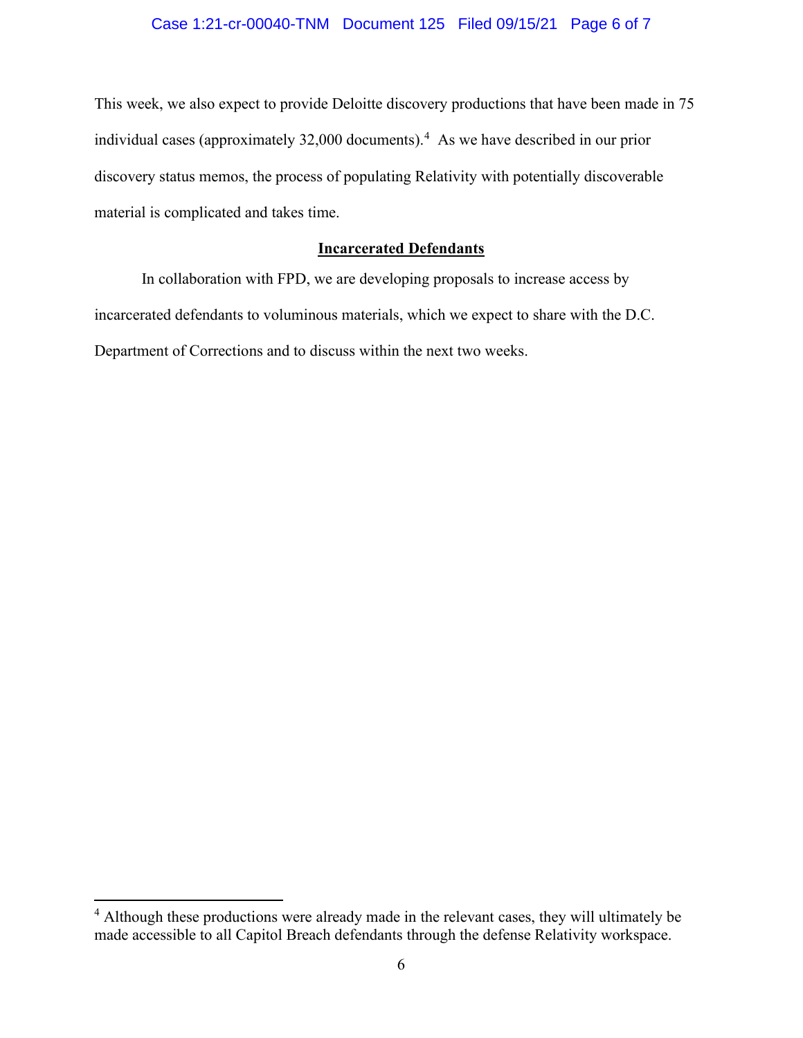This week, we also expect to provide Deloitte discovery productions that have been made in 75 individual cases (approximately 32,000 documents).[4] As we have described in our prior discovery status memos, the process of populating Relativity with potentially discoverable material is complicated and takes time.

**Incarcerated Defendants**

In collaboration with FPD, we are developing proposals to increase access by incarcerated defendants to voluminous materials, which we expect to share with the D.C. Department of Corrections and to discuss within the next two weeks.

---

[4] Although these productions were already made in the relevant cases, they will ultimately be made accessible to all Capitol Breach defendants through the defense Relativity workspace.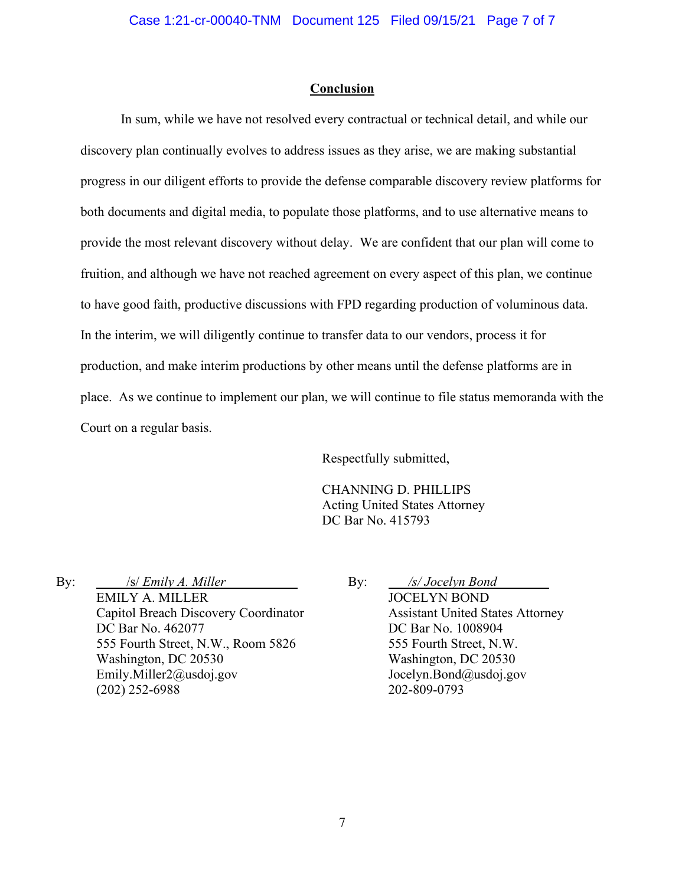## Conclusion

In sum, while we have not resolved every contractual or technical detail, and while our discovery plan continually evolves to address issues as they arise, we are making substantial progress in our diligent efforts to provide the defense comparable discovery review platforms for both documents and digital media, to populate those platforms, and to use alternative means to provide the most relevant discovery without delay. We are confident that our plan will come to fruition, and although we have not reached agreement on every aspect of this plan, we continue to have good faith, productive discussions with FPD regarding production of voluminous data. In the interim, we will diligently continue to transfer data to our vendors, process it for production, and make interim productions by other means until the defense platforms are in place. As we continue to implement our plan, we will continue to file status memoranda with the Court on a regular basis.

Respectfully submitted,

CHANNING D. PHILLIPS
Acting United States Attorney
DC Bar No. 415793

By: /s/ *Emily A. Miller*
EMILY A. MILLER
Capitol Breach Discovery Coordinator
DC Bar No. 462077
555 Fourth Street, N.W., Room 5826
Washington, DC 20530
Emily.Miller2@usdoj.gov
(202) 252-6988

By: */s/ Jocelyn Bond*
JOCELYN BOND
Assistant United States Attorney
DC Bar No. 1008904
555 Fourth Street, N.W.
Washington, DC 20530
Jocelyn.Bond@usdoj.gov
202-809-0793